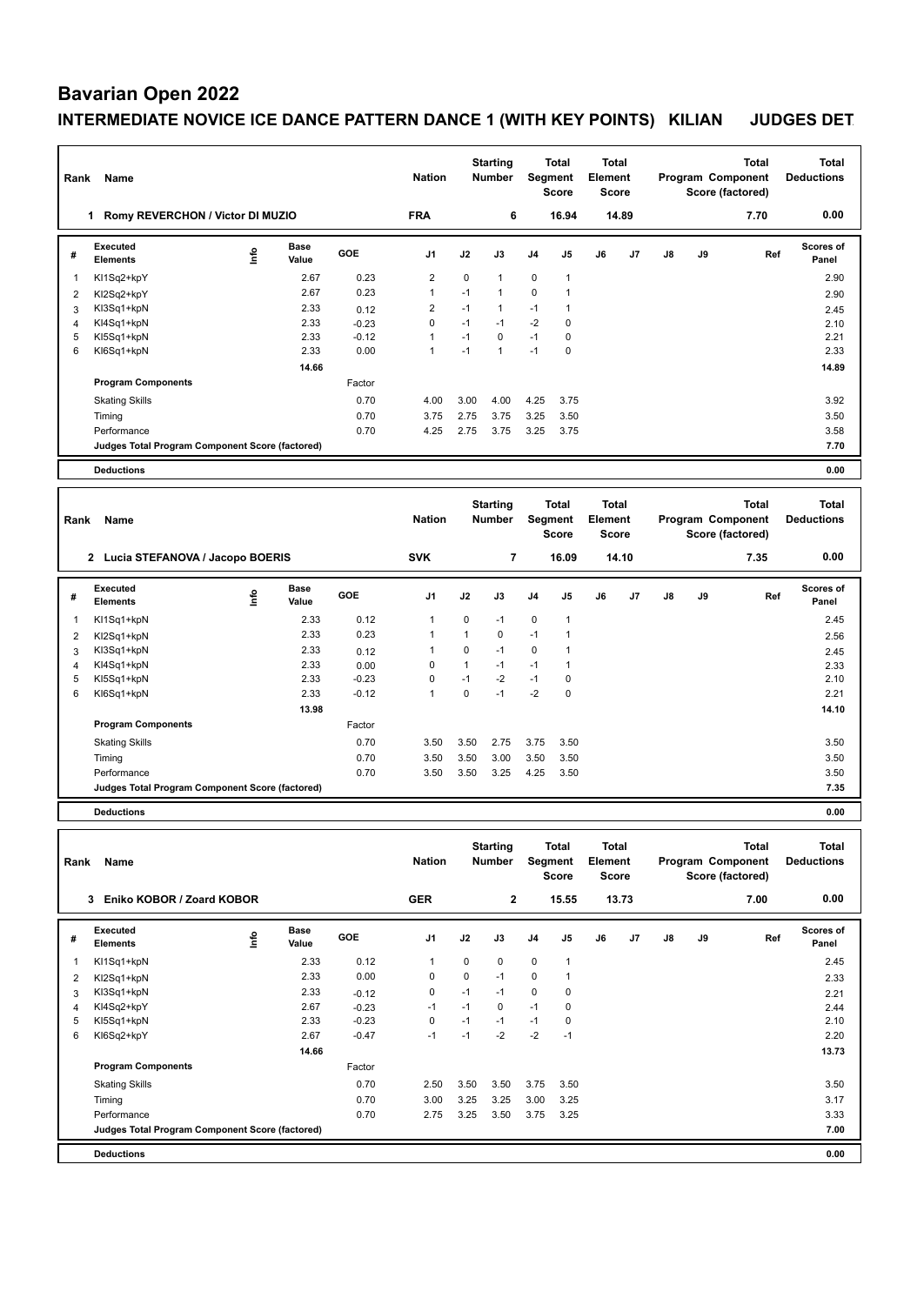# Bavarian Open 2022

## INTERMEDIATE NOVICE ICE DANCE PATTERN DANCE 1 (WITH KEY POINTS) KILIAN JUDGES DET

| Rank | Name | Nation | Starting Number | Total Segment Score | Total Element Score | Total Program Component Score (factored) | Total Deductions |
|---|---|---|---|---|---|---|---|
| 1 | Romy REVERCHON / Victor DI MUZIO | FRA | 6 | 16.94 | 14.89 | 7.70 | 0.00 |

| # | Executed Elements | Info | Base Value | GOE | J1 | J2 | J3 | J4 | J5 | J6 | J7 | J8 | J9 | Ref | Scores of Panel |
|---|---|---|---|---|---|---|---|---|---|---|---|---|---|---|---|
| 1 | KI1Sq2+kpY | | 2.67 | 0.23 | 2 | 0 | 1 | 0 | 1 | | | | | | 2.90 |
| 2 | KI2Sq2+kpY | | 2.67 | 0.23 | 1 | -1 | 1 | 0 | 1 | | | | | | 2.90 |
| 3 | KI3Sq1+kpN | | 2.33 | 0.12 | 2 | -1 | 1 | -1 | 1 | | | | | | 2.45 |
| 4 | KI4Sq1+kpN | | 2.33 | -0.23 | 0 | -1 | -1 | -2 | 0 | | | | | | 2.10 |
| 5 | KI5Sq1+kpN | | 2.33 | -0.12 | 1 | -1 | 0 | -1 | 0 | | | | | | 2.21 |
| 6 | KI6Sq1+kpN | | 2.33 | 0.00 | 1 | -1 | 1 | -1 | 0 | | | | | | 2.33 |
| | | | 14.66 | | | | | | | | | | | | 14.89 |
| | **Program Components** | | | Factor | | | | | | | | | | | |
| | Skating Skills | | | 0.70 | 4.00 | 3.00 | 4.00 | 4.25 | 3.75 | | | | | | 3.92 |
| | Timing | | | 0.70 | 3.75 | 2.75 | 3.75 | 3.25 | 3.50 | | | | | | 3.50 |
| | Performance | | | 0.70 | 4.25 | 2.75 | 3.75 | 3.25 | 3.75 | | | | | | 3.58 |
| | **Judges Total Program Component Score (factored)** | | | | | | | | | | | | | | 7.70 |
| | **Deductions** | | | | | | | | | | | | | | 0.00 |

| Rank | Name | Nation | Starting Number | Total Segment Score | Total Element Score | Total Program Component Score (factored) | Total Deductions |
|---|---|---|---|---|---|---|---|
| 2 | Lucia STEFANOVA / Jacopo BOERIS | SVK | 7 | 16.09 | 14.10 | 7.35 | 0.00 |

| # | Executed Elements | Info | Base Value | GOE | J1 | J2 | J3 | J4 | J5 | J6 | J7 | J8 | J9 | Ref | Scores of Panel |
|---|---|---|---|---|---|---|---|---|---|---|---|---|---|---|---|
| 1 | KI1Sq1+kpN | | 2.33 | 0.12 | 1 | 0 | -1 | 0 | 1 | | | | | | 2.45 |
| 2 | KI2Sq1+kpN | | 2.33 | 0.23 | 1 | 1 | 0 | -1 | 1 | | | | | | 2.56 |
| 3 | KI3Sq1+kpN | | 2.33 | 0.12 | 1 | 0 | -1 | 0 | 1 | | | | | | 2.45 |
| 4 | KI4Sq1+kpN | | 2.33 | 0.00 | 0 | 1 | -1 | -1 | 1 | | | | | | 2.33 |
| 5 | KI5Sq1+kpN | | 2.33 | -0.23 | 0 | -1 | -2 | -1 | 0 | | | | | | 2.10 |
| 6 | KI6Sq1+kpN | | 2.33 | -0.12 | 1 | 0 | -1 | -2 | 0 | | | | | | 2.21 |
| | | | 13.98 | | | | | | | | | | | | 14.10 |
| | **Program Components** | | | Factor | | | | | | | | | | | |
| | Skating Skills | | | 0.70 | 3.50 | 3.50 | 2.75 | 3.75 | 3.50 | | | | | | 3.50 |
| | Timing | | | 0.70 | 3.50 | 3.50 | 3.00 | 3.50 | 3.50 | | | | | | 3.50 |
| | Performance | | | 0.70 | 3.50 | 3.50 | 3.25 | 4.25 | 3.50 | | | | | | 3.50 |
| | **Judges Total Program Component Score (factored)** | | | | | | | | | | | | | | 7.35 |
| | **Deductions** | | | | | | | | | | | | | | 0.00 |

| Rank | Name | Nation | Starting Number | Total Segment Score | Total Element Score | Total Program Component Score (factored) | Total Deductions |
|---|---|---|---|---|---|---|---|
| 3 | Eniko KOBOR / Zoard KOBOR | GER | 2 | 15.55 | 13.73 | 7.00 | 0.00 |

| # | Executed Elements | Info | Base Value | GOE | J1 | J2 | J3 | J4 | J5 | J6 | J7 | J8 | J9 | Ref | Scores of Panel |
|---|---|---|---|---|---|---|---|---|---|---|---|---|---|---|---|
| 1 | KI1Sq1+kpN | | 2.33 | 0.12 | 1 | 0 | 0 | 0 | 1 | | | | | | 2.45 |
| 2 | KI2Sq1+kpN | | 2.33 | 0.00 | 0 | 0 | -1 | 0 | 1 | | | | | | 2.33 |
| 3 | KI3Sq1+kpN | | 2.33 | -0.12 | 0 | -1 | -1 | 0 | 0 | | | | | | 2.21 |
| 4 | KI4Sq2+kpY | | 2.67 | -0.23 | -1 | -1 | 0 | -1 | 0 | | | | | | 2.44 |
| 5 | KI5Sq1+kpN | | 2.33 | -0.23 | 0 | -1 | -1 | -1 | 0 | | | | | | 2.10 |
| 6 | KI6Sq2+kpY | | 2.67 | -0.47 | -1 | -1 | -2 | -2 | -1 | | | | | | 2.20 |
| | | | 14.66 | | | | | | | | | | | | 13.73 |
| | **Program Components** | | | Factor | | | | | | | | | | | |
| | Skating Skills | | | 0.70 | 2.50 | 3.50 | 3.50 | 3.75 | 3.50 | | | | | | 3.50 |
| | Timing | | | 0.70 | 3.00 | 3.25 | 3.25 | 3.00 | 3.25 | | | | | | 3.17 |
| | Performance | | | 0.70 | 2.75 | 3.25 | 3.50 | 3.75 | 3.25 | | | | | | 3.33 |
| | **Judges Total Program Component Score (factored)** | | | | | | | | | | | | | | 7.00 |
| | **Deductions** | | | | | | | | | | | | | | 0.00 |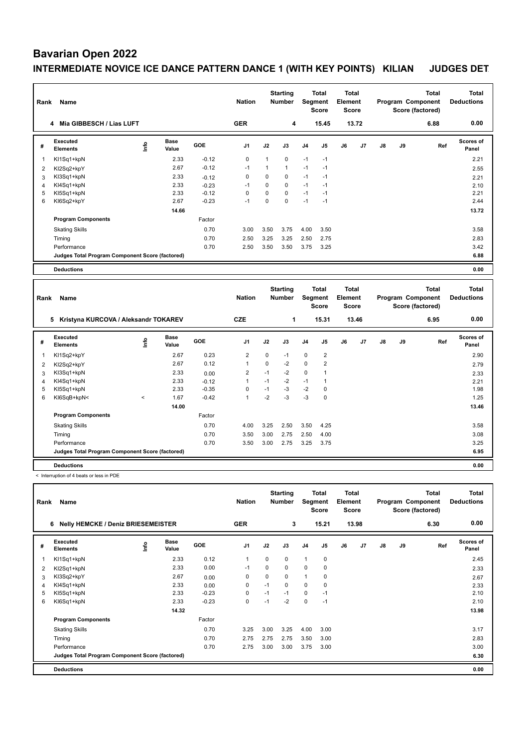# Bavarian Open 2022

## INTERMEDIATE NOVICE ICE DANCE PATTERN DANCE 1 (WITH KEY POINTS) KILIAN JUDGES DET

| Rank | Name | Nation | Starting Number | Total Segment Score | Total Element Score | Total Program Component Score (factored) | Total Deductions |
|---|---|---|---|---|---|---|---|
| 4 | Mia GIBBESCH / Lias LUFT | GER | 4 | 15.45 | 13.72 | 6.88 | 0.00 |

| # | Executed Elements | Info | Base Value | GOE | J1 | J2 | J3 | J4 | J5 | J6 | J7 | J8 | J9 | Ref | Scores of Panel |
|---|---|---|---|---|---|---|---|---|---|---|---|---|---|---|---|
| 1 | Kl1Sq1+kpN | | 2.33 | -0.12 | 0 | 1 | 0 | -1 | -1 | | | | | | 2.21 |
| 2 | Kl2Sq2+kpY | | 2.67 | -0.12 | -1 | 1 | 1 | -1 | -1 | | | | | | 2.55 |
| 3 | Kl3Sq1+kpN | | 2.33 | -0.12 | 0 | 0 | 0 | -1 | -1 | | | | | | 2.21 |
| 4 | Kl4Sq1+kpN | | 2.33 | -0.23 | -1 | 0 | 0 | -1 | -1 | | | | | | 2.10 |
| 5 | Kl5Sq1+kpN | | 2.33 | -0.12 | 0 | 0 | 0 | -1 | -1 | | | | | | 2.21 |
| 6 | Kl6Sq2+kpY | | 2.67 | -0.23 | -1 | 0 | 0 | -1 | -1 | | | | | | 2.44 |
| | | | 14.66 | | | | | | | | | | | | 13.72 |
| | **Program Components** | | | Factor | | | | | | | | | | | |
| | Skating Skills | | | 0.70 | 3.00 | 3.50 | 3.75 | 4.00 | 3.50 | | | | | | 3.58 |
| | Timing | | | 0.70 | 2.50 | 3.25 | 3.25 | 2.50 | 2.75 | | | | | | 2.83 |
| | Performance | | | 0.70 | 2.50 | 3.50 | 3.50 | 3.75 | 3.25 | | | | | | 3.42 |
| | **Judges Total Program Component Score (factored)** | | | | | | | | | | | | | | 6.88 |
| | **Deductions** | | | | | | | | | | | | | | 0.00 |

| Rank | Name | Nation | Starting Number | Total Segment Score | Total Element Score | Total Program Component Score (factored) | Total Deductions |
|---|---|---|---|---|---|---|---|
| 5 | Kristyna KURCOVA / Aleksandr TOKAREV | CZE | 1 | 15.31 | 13.46 | 6.95 | 0.00 |

| # | Executed Elements | Info | Base Value | GOE | J1 | J2 | J3 | J4 | J5 | J6 | J7 | J8 | J9 | Ref | Scores of Panel |
|---|---|---|---|---|---|---|---|---|---|---|---|---|---|---|---|
| 1 | Kl1Sq2+kpY | | 2.67 | 0.23 | 2 | 0 | -1 | 0 | 2 | | | | | | 2.90 |
| 2 | Kl2Sq2+kpY | | 2.67 | 0.12 | 1 | 0 | -2 | 0 | 2 | | | | | | 2.79 |
| 3 | Kl3Sq1+kpN | | 2.33 | 0.00 | 2 | -1 | -2 | 0 | 1 | | | | | | 2.33 |
| 4 | Kl4Sq1+kpN | | 2.33 | -0.12 | 1 | -1 | -2 | -1 | 1 | | | | | | 2.21 |
| 5 | Kl5Sq1+kpN | | 2.33 | -0.35 | 0 | -1 | -3 | -2 | 0 | | | | | | 1.98 |
| 6 | Kl6SqB+kpN< | < | 1.67 | -0.42 | 1 | -2 | -3 | -3 | 0 | | | | | | 1.25 |
| | | | 14.00 | | | | | | | | | | | | 13.46 |
| | **Program Components** | | | Factor | | | | | | | | | | | |
| | Skating Skills | | | 0.70 | 4.00 | 3.25 | 2.50 | 3.50 | 4.25 | | | | | | 3.58 |
| | Timing | | | 0.70 | 3.50 | 3.00 | 2.75 | 2.50 | 4.00 | | | | | | 3.08 |
| | Performance | | | 0.70 | 3.50 | 3.00 | 2.75 | 3.25 | 3.75 | | | | | | 3.25 |
| | **Judges Total Program Component Score (factored)** | | | | | | | | | | | | | | 6.95 |
| | **Deductions** | | | | | | | | | | | | | | 0.00 |

< Interruption of 4 beats or less in PDE

| Rank | Name | Nation | Starting Number | Total Segment Score | Total Element Score | Total Program Component Score (factored) | Total Deductions |
|---|---|---|---|---|---|---|---|
| 6 | Nelly HEMCKE / Deniz BRIESEMEISTER | GER | 3 | 15.21 | 13.98 | 6.30 | 0.00 |

| # | Executed Elements | Info | Base Value | GOE | J1 | J2 | J3 | J4 | J5 | J6 | J7 | J8 | J9 | Ref | Scores of Panel |
|---|---|---|---|---|---|---|---|---|---|---|---|---|---|---|---|
| 1 | Kl1Sq1+kpN | | 2.33 | 0.12 | 1 | 0 | 0 | 1 | 0 | | | | | | 2.45 |
| 2 | Kl2Sq1+kpN | | 2.33 | 0.00 | -1 | 0 | 0 | 0 | 0 | | | | | | 2.33 |
| 3 | Kl3Sq2+kpY | | 2.67 | 0.00 | 0 | 0 | 0 | 1 | 0 | | | | | | 2.67 |
| 4 | Kl4Sq1+kpN | | 2.33 | 0.00 | 0 | -1 | 0 | 0 | 0 | | | | | | 2.33 |
| 5 | Kl5Sq1+kpN | | 2.33 | -0.23 | 0 | -1 | -1 | 0 | -1 | | | | | | 2.10 |
| 6 | Kl6Sq1+kpN | | 2.33 | -0.23 | 0 | -1 | -2 | 0 | -1 | | | | | | 2.10 |
| | | | 14.32 | | | | | | | | | | | | 13.98 |
| | **Program Components** | | | Factor | | | | | | | | | | | |
| | Skating Skills | | | 0.70 | 3.25 | 3.00 | 3.25 | 4.00 | 3.00 | | | | | | 3.17 |
| | Timing | | | 0.70 | 2.75 | 2.75 | 2.75 | 3.50 | 3.00 | | | | | | 2.83 |
| | Performance | | | 0.70 | 2.75 | 3.00 | 3.00 | 3.75 | 3.00 | | | | | | 3.00 |
| | **Judges Total Program Component Score (factored)** | | | | | | | | | | | | | | 6.30 |
| | **Deductions** | | | | | | | | | | | | | | 0.00 |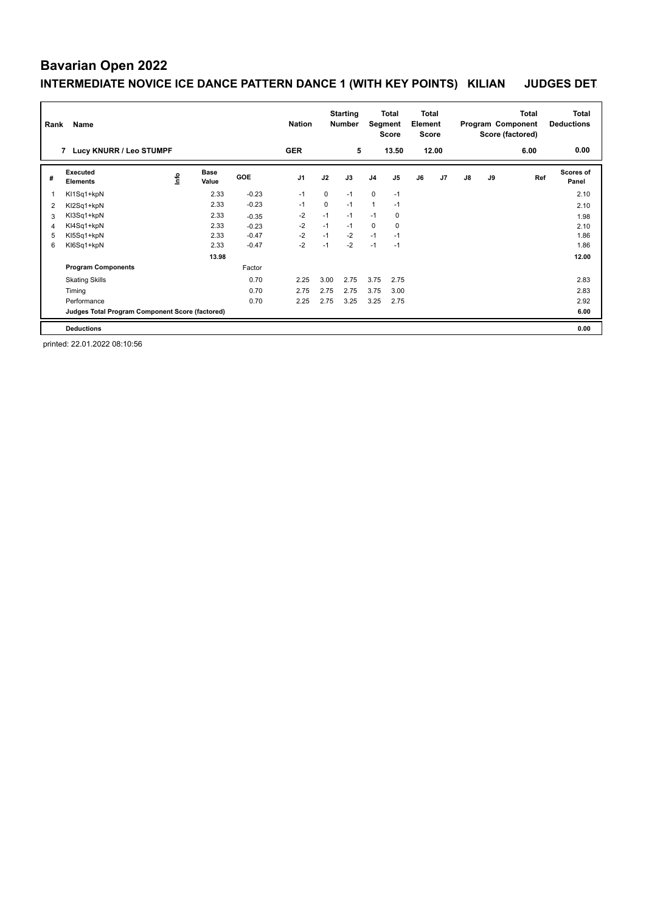# Bavarian Open 2022

## INTERMEDIATE NOVICE ICE DANCE PATTERN DANCE 1 (WITH KEY POINTS) KILIAN JUDGES DET

| Rank | Name | Nation | Starting Number | Total Segment Score | Total Element Score | Total Program Component Score (factored) | Total Deductions |
|---|---|---|---|---|---|---|---|
| 7 | Lucy KNURR / Leo STUMPF | GER | 5 | 13.50 | 12.00 | 6.00 | 0.00 |

| # | Executed Elements | Info | Base Value | GOE | J1 | J2 | J3 | J4 | J5 | J6 | J7 | J8 | J9 | Ref | Scores of Panel |
|---|---|---|---|---|---|---|---|---|---|---|---|---|---|---|---|
| 1 | KI1Sq1+kpN | | 2.33 | -0.23 | -1 | 0 | -1 | 0 | -1 | | | | | | 2.10 |
| 2 | KI2Sq1+kpN | | 2.33 | -0.23 | -1 | 0 | -1 | 1 | -1 | | | | | | 2.10 |
| 3 | KI3Sq1+kpN | | 2.33 | -0.35 | -2 | -1 | -1 | -1 | 0 | | | | | | 1.98 |
| 4 | KI4Sq1+kpN | | 2.33 | -0.23 | -2 | -1 | -1 | 0 | 0 | | | | | | 2.10 |
| 5 | KI5Sq1+kpN | | 2.33 | -0.47 | -2 | -1 | -2 | -1 | -1 | | | | | | 1.86 |
| 6 | KI6Sq1+kpN | | 2.33 | -0.47 | -2 | -1 | -2 | -1 | -1 | | | | | | 1.86 |
| | | | 13.98 | | | | | | | | | | | | 12.00 |
| | **Program Components** | | | Factor | | | | | | | | | | | |
| | Skating Skills | | | 0.70 | 2.25 | 3.00 | 2.75 | 3.75 | 2.75 | | | | | | 2.83 |
| | Timing | | | 0.70 | 2.75 | 2.75 | 2.75 | 3.75 | 3.00 | | | | | | 2.83 |
| | Performance | | | 0.70 | 2.25 | 2.75 | 3.25 | 3.25 | 2.75 | | | | | | 2.92 |
| | **Judges Total Program Component Score (factored)** | | | | | | | | | | | | | | 6.00 |
| | **Deductions** | | | | | | | | | | | | | | 0.00 |

printed: 22.01.2022 08:10:56